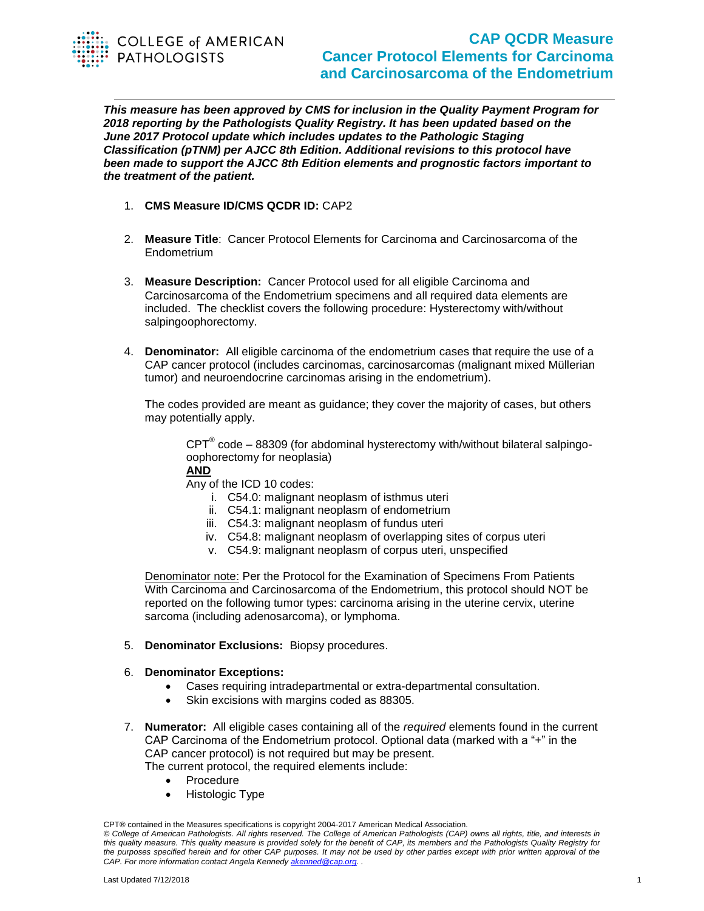# CAP QCDR Measure
# Cancer Protocol Elements for Carcinoma and Carcinosarcoma of the Endometrium

***This measure has been approved by CMS for inclusion in the Quality Payment Program for 2018 reporting by the Pathologists Quality Registry. It has been updated based on the June 2017 Protocol update which includes updates to the Pathologic Staging Classification (pTNM) per AJCC 8th Edition. Additional revisions to this protocol have been made to support the AJCC 8th Edition elements and prognostic factors important to the treatment of the patient.***

1. **CMS Measure ID/CMS QCDR ID:** CAP2

2. **Measure Title**: Cancer Protocol Elements for Carcinoma and Carcinosarcoma of the Endometrium

3. **Measure Description:** Cancer Protocol used for all eligible Carcinoma and Carcinosarcoma of the Endometrium specimens and all required data elements are included. The checklist covers the following procedure: Hysterectomy with/without salpingoophorectomy.

4. **Denominator:** All eligible carcinoma of the endometrium cases that require the use of a CAP cancer protocol (includes carcinomas, carcinosarcomas (malignant mixed Müllerian tumor) and neuroendocrine carcinomas arising in the endometrium).

   The codes provided are meant as guidance; they cover the majority of cases, but others may potentially apply.

   CPT® code – 88309 (for abdominal hysterectomy with/without bilateral salpingo-oophorectomy for neoplasia)
   **AND**
   Any of the ICD 10 codes:
   i. C54.0: malignant neoplasm of isthmus uteri
   ii. C54.1: malignant neoplasm of endometrium
   iii. C54.3: malignant neoplasm of fundus uteri
   iv. C54.8: malignant neoplasm of overlapping sites of corpus uteri
   v. C54.9: malignant neoplasm of corpus uteri, unspecified

   Denominator note: Per the Protocol for the Examination of Specimens From Patients With Carcinoma and Carcinosarcoma of the Endometrium, this protocol should NOT be reported on the following tumor types: carcinoma arising in the uterine cervix, uterine sarcoma (including adenosarcoma), or lymphoma.

5. **Denominator Exclusions:** Biopsy procedures.

6. **Denominator Exceptions:**
   - Cases requiring intradepartmental or extra-departmental consultation.
   - Skin excisions with margins coded as 88305.

7. **Numerator:** All eligible cases containing all of the *required* elements found in the current CAP Carcinoma of the Endometrium protocol. Optional data (marked with a "+" in the CAP cancer protocol) is not required but may be present.
   The current protocol, the required elements include:
   - Procedure
   - Histologic Type

CPT® contained in the Measures specifications is copyright 2004-2017 American Medical Association.
*© College of American Pathologists. All rights reserved. The College of American Pathologists (CAP) owns all rights, title, and interests in this quality measure. This quality measure is provided solely for the benefit of CAP, its members and the Pathologists Quality Registry for the purposes specified herein and for other CAP purposes. It may not be used by other parties except with prior written approval of the CAP. For more information contact Angela Kennedy akenned@cap.org. .*

Last Updated 7/12/2018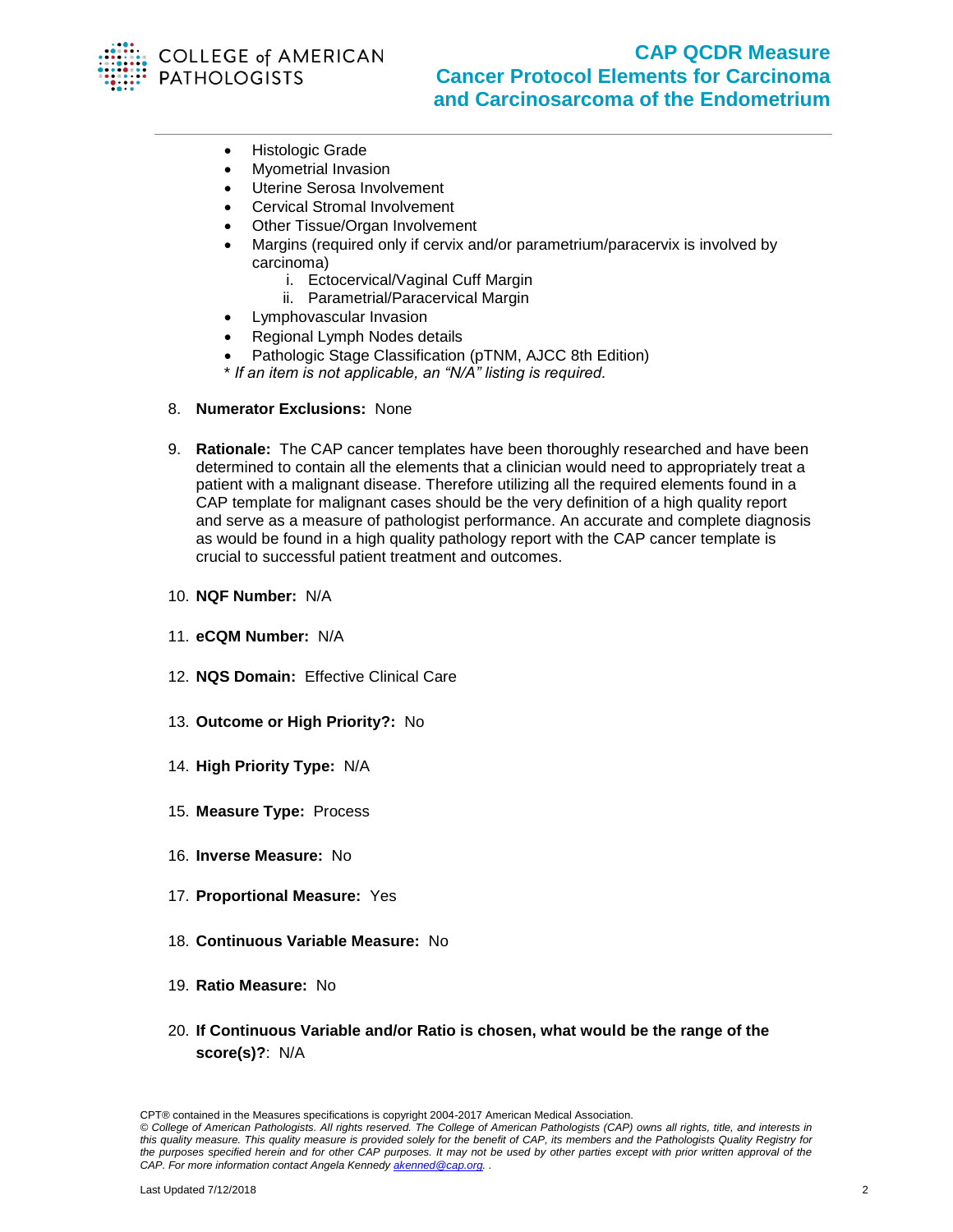- Histologic Grade
- Myometrial Invasion
- Uterine Serosa Involvement
- Cervical Stromal Involvement
- Other Tissue/Organ Involvement
- Margins (required only if cervix and/or parametrium/paracervix is involved by carcinoma)
    - i. Ectocervical/Vaginal Cuff Margin
    - ii. Parametrial/Paracervical Margin
- Lymphovascular Invasion
- Regional Lymph Nodes details
- Pathologic Stage Classification (pTNM, AJCC 8th Edition)

\* *If an item is not applicable, an "N/A" listing is required.*

8. **Numerator Exclusions:** None

9. **Rationale:** The CAP cancer templates have been thoroughly researched and have been determined to contain all the elements that a clinician would need to appropriately treat a patient with a malignant disease. Therefore utilizing all the required elements found in a CAP template for malignant cases should be the very definition of a high quality report and serve as a measure of pathologist performance. An accurate and complete diagnosis as would be found in a high quality pathology report with the CAP cancer template is crucial to successful patient treatment and outcomes.

10. **NQF Number:** N/A

11. **eCQM Number:** N/A

12. **NQS Domain:** Effective Clinical Care

13. **Outcome or High Priority?:** No

14. **High Priority Type:** N/A

15. **Measure Type:** Process

16. **Inverse Measure:** No

17. **Proportional Measure:** Yes

18. **Continuous Variable Measure:** No

19. **Ratio Measure:** No

20. **If Continuous Variable and/or Ratio is chosen, what would be the range of the score(s)?**: N/A

CPT® contained in the Measures specifications is copyright 2004-2017 American Medical Association.
*© College of American Pathologists. All rights reserved. The College of American Pathologists (CAP) owns all rights, title, and interests in this quality measure. This quality measure is provided solely for the benefit of CAP, its members and the Pathologists Quality Registry for the purposes specified herein and for other CAP purposes. It may not be used by other parties except with prior written approval of the CAP. For more information contact Angela Kennedy [akenned@cap.org](mailto:akenned@cap.org). .*

Last Updated 7/12/2018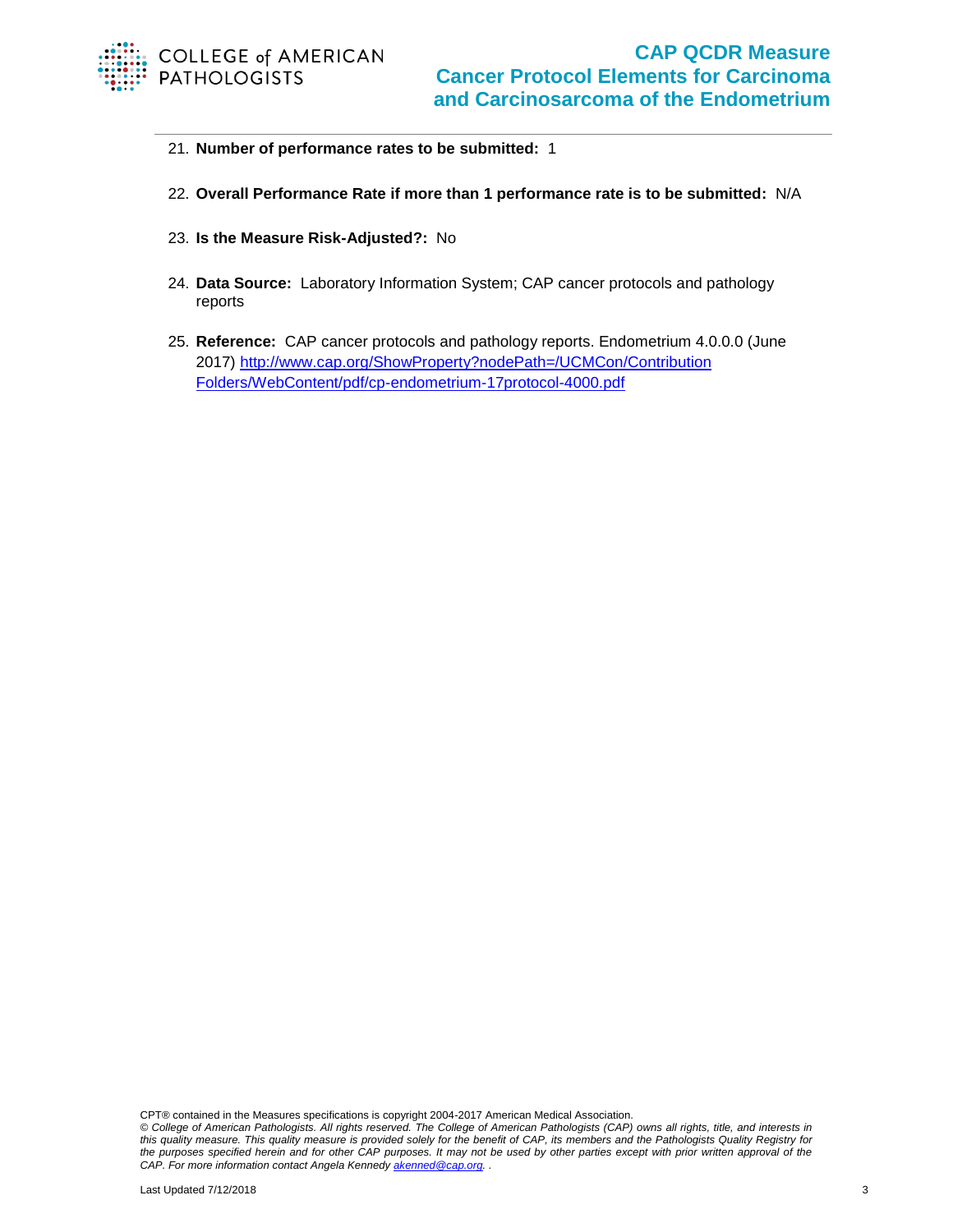21. **Number of performance rates to be submitted:** 1

22. **Overall Performance Rate if more than 1 performance rate is to be submitted:** N/A

23. **Is the Measure Risk-Adjusted?:** No

24. **Data Source:** Laboratory Information System; CAP cancer protocols and pathology reports

25. **Reference:** CAP cancer protocols and pathology reports. Endometrium 4.0.0.0 (June 2017) http://www.cap.org/ShowProperty?nodePath=/UCMCon/Contribution Folders/WebContent/pdf/cp-endometrium-17protocol-4000.pdf

CPT® contained in the Measures specifications is copyright 2004-2017 American Medical Association.

*© College of American Pathologists. All rights reserved. The College of American Pathologists (CAP) owns all rights, title, and interests in this quality measure. This quality measure is provided solely for the benefit of CAP, its members and the Pathologists Quality Registry for the purposes specified herein and for other CAP purposes. It may not be used by other parties except with prior written approval of the CAP. For more information contact Angela Kennedy akenned@cap.org. .*

Last Updated 7/12/2018